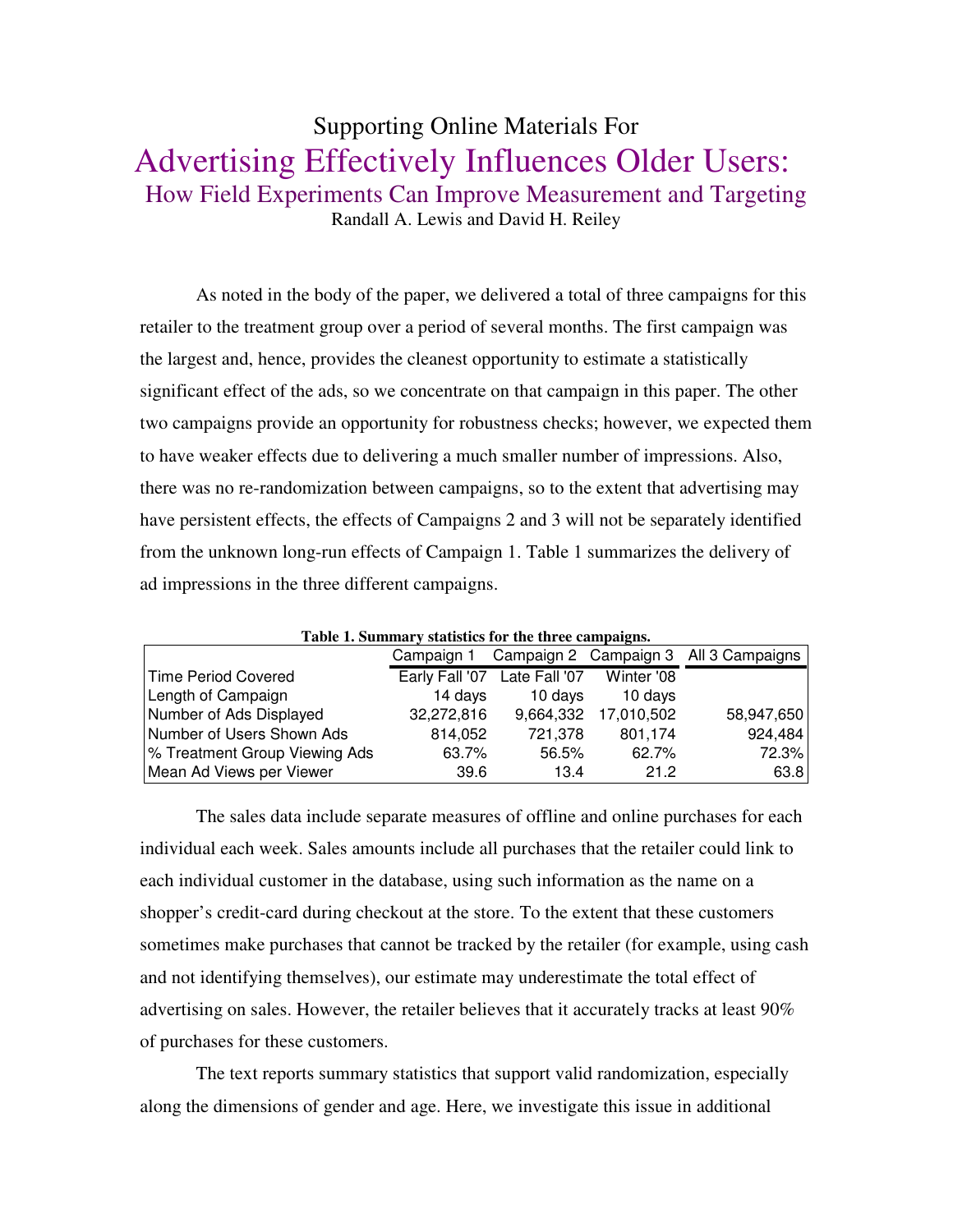Supporting Online Materials For

# Advertising Effectively Influences Older Users:

## How Field Experiments Can Improve Measurement and Targeting

Randall A. Lewis and David H. Reiley

As noted in the body of the paper, we delivered a total of three campaigns for this retailer to the treatment group over a period of several months. The first campaign was the largest and, hence, provides the cleanest opportunity to estimate a statistically significant effect of the ads, so we concentrate on that campaign in this paper. The other two campaigns provide an opportunity for robustness checks; however, we expected them to have weaker effects due to delivering a much smaller number of impressions. Also, there was no re-randomization between campaigns, so to the extent that advertising may have persistent effects, the effects of Campaigns 2 and 3 will not be separately identified from the unknown long-run effects of Campaign 1. Table 1 summarizes the delivery of ad impressions in the three different campaigns.

**Table 1. Summary statistics for the three campaigns.**

| | Campaign 1 | Campaign 2 | Campaign 3 | All 3 Campaigns |
|---|---|---|---|---|
| Time Period Covered | Early Fall '07 | Late Fall '07 | Winter '08 | |
| Length of Campaign | 14 days | 10 days | 10 days | |
| Number of Ads Displayed | 32,272,816 | 9,664,332 | 17,010,502 | 58,947,650 |
| Number of Users Shown Ads | 814,052 | 721,378 | 801,174 | 924,484 |
| % Treatment Group Viewing Ads | 63.7% | 56.5% | 62.7% | 72.3% |
| Mean Ad Views per Viewer | 39.6 | 13.4 | 21.2 | 63.8 |

The sales data include separate measures of offline and online purchases for each individual each week. Sales amounts include all purchases that the retailer could link to each individual customer in the database, using such information as the name on a shopper's credit-card during checkout at the store. To the extent that these customers sometimes make purchases that cannot be tracked by the retailer (for example, using cash and not identifying themselves), our estimate may underestimate the total effect of advertising on sales. However, the retailer believes that it accurately tracks at least 90% of purchases for these customers.

The text reports summary statistics that support valid randomization, especially along the dimensions of gender and age. Here, we investigate this issue in additional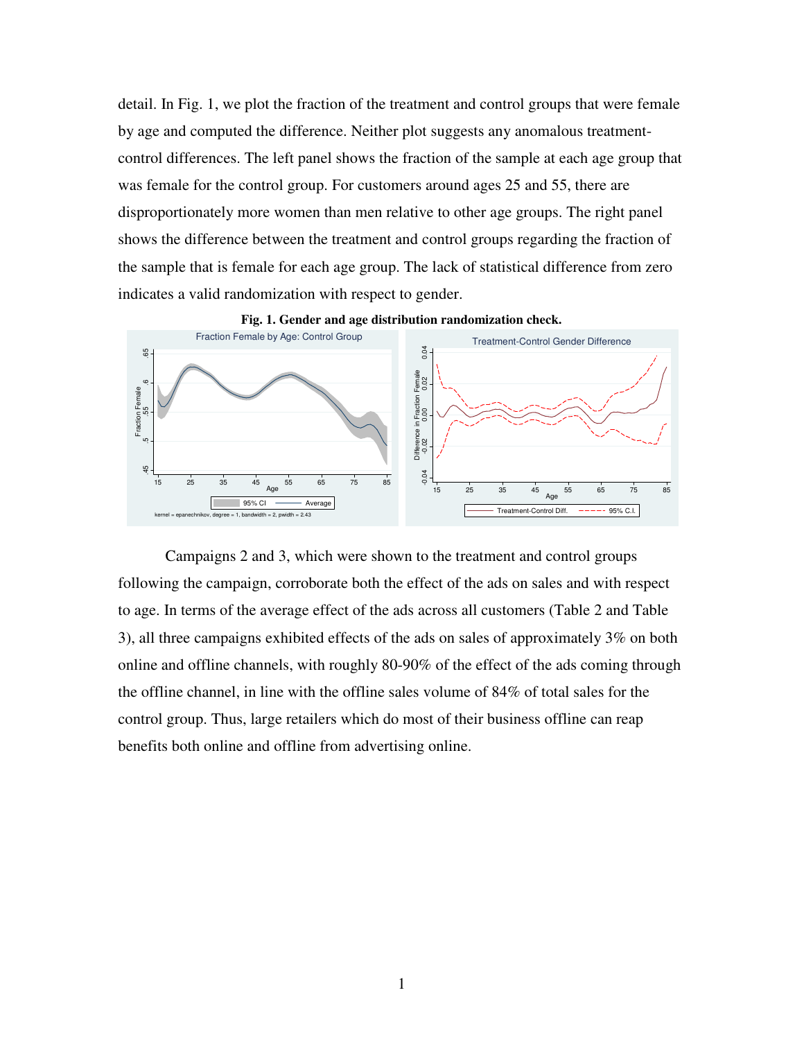detail. In Fig. 1, we plot the fraction of the treatment and control groups that were female by age and computed the difference. Neither plot suggests any anomalous treatment-control differences. The left panel shows the fraction of the sample at each age group that was female for the control group. For customers around ages 25 and 55, there are disproportionately more women than men relative to other age groups. The right panel shows the difference between the treatment and control groups regarding the fraction of the sample that is female for each age group. The lack of statistical difference from zero indicates a valid randomization with respect to gender.

**Fig. 1. Gender and age distribution randomization check.**

Campaigns 2 and 3, which were shown to the treatment and control groups following the campaign, corroborate both the effect of the ads on sales and with respect to age. In terms of the average effect of the ads across all customers (Table 2 and Table 3), all three campaigns exhibited effects of the ads on sales of approximately 3% on both online and offline channels, with roughly 80-90% of the effect of the ads coming through the offline channel, in line with the offline sales volume of 84% of total sales for the control group. Thus, large retailers which do most of their business offline can reap benefits both online and offline from advertising online.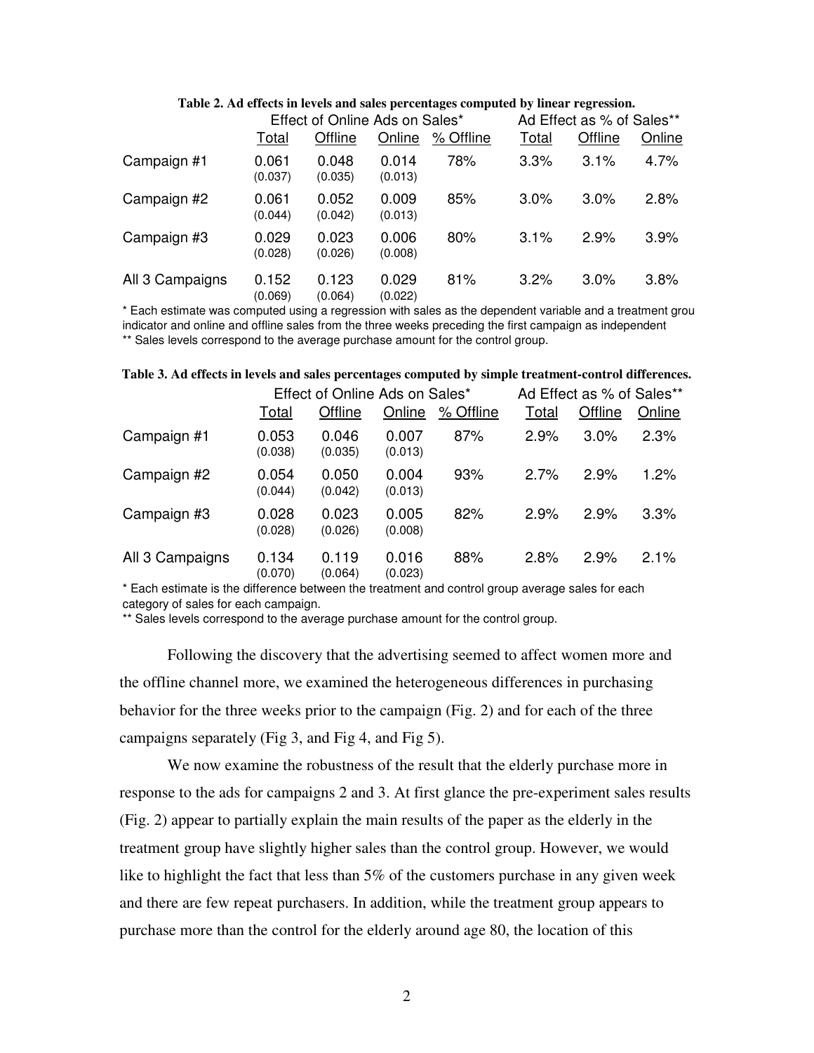**Table 2. Ad effects in levels and sales percentages computed by linear regression.**

| | Effect of Online Ads on Sales* | | | | Ad Effect as % of Sales** | | |
|---|---|---|---|---|---|---|---|
| | Total | Offline | Online | % Offline | Total | Offline | Online |
| Campaign #1 | 0.061 (0.037) | 0.048 (0.035) | 0.014 (0.013) | 78% | 3.3% | 3.1% | 4.7% |
| Campaign #2 | 0.061 (0.044) | 0.052 (0.042) | 0.009 (0.013) | 85% | 3.0% | 3.0% | 2.8% |
| Campaign #3 | 0.029 (0.028) | 0.023 (0.026) | 0.006 (0.008) | 80% | 3.1% | 2.9% | 3.9% |
| All 3 Campaigns | 0.152 (0.069) | 0.123 (0.064) | 0.029 (0.022) | 81% | 3.2% | 3.0% | 3.8% |

\* Each estimate was computed using a regression with sales as the dependent variable and a treatment grou indicator and online and offline sales from the three weeks preceding the first campaign as independent

** Sales levels correspond to the average purchase amount for the control group.

**Table 3. Ad effects in levels and sales percentages computed by simple treatment-control differences.**

| | Effect of Online Ads on Sales* | | | | Ad Effect as % of Sales** | | |
|---|---|---|---|---|---|---|---|
| | Total | Offline | Online | % Offline | Total | Offline | Online |
| Campaign #1 | 0.053 (0.038) | 0.046 (0.035) | 0.007 (0.013) | 87% | 2.9% | 3.0% | 2.3% |
| Campaign #2 | 0.054 (0.044) | 0.050 (0.042) | 0.004 (0.013) | 93% | 2.7% | 2.9% | 1.2% |
| Campaign #3 | 0.028 (0.028) | 0.023 (0.026) | 0.005 (0.008) | 82% | 2.9% | 2.9% | 3.3% |
| All 3 Campaigns | 0.134 (0.070) | 0.119 (0.064) | 0.016 (0.023) | 88% | 2.8% | 2.9% | 2.1% |

\* Each estimate is the difference between the treatment and control group average sales for each category of sales for each campaign.

** Sales levels correspond to the average purchase amount for the control group.

Following the discovery that the advertising seemed to affect women more and the offline channel more, we examined the heterogeneous differences in purchasing behavior for the three weeks prior to the campaign (Fig. 2) and for each of the three campaigns separately (Fig 3, and Fig 4, and Fig 5).

We now examine the robustness of the result that the elderly purchase more in response to the ads for campaigns 2 and 3. At first glance the pre-experiment sales results (Fig. 2) appear to partially explain the main results of the paper as the elderly in the treatment group have slightly higher sales than the control group. However, we would like to highlight the fact that less than 5% of the customers purchase in any given week and there are few repeat purchasers. In addition, while the treatment group appears to purchase more than the control for the elderly around age 80, the location of this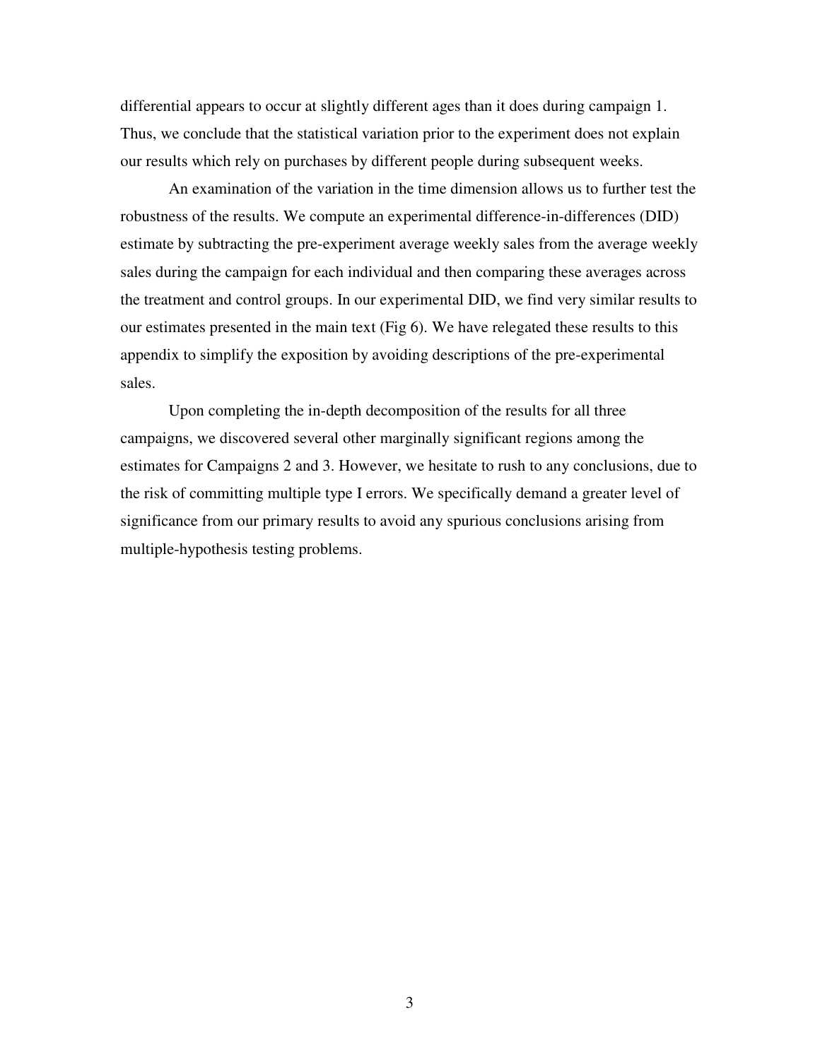differential appears to occur at slightly different ages than it does during campaign 1. Thus, we conclude that the statistical variation prior to the experiment does not explain our results which rely on purchases by different people during subsequent weeks.

An examination of the variation in the time dimension allows us to further test the robustness of the results. We compute an experimental difference-in-differences (DID) estimate by subtracting the pre-experiment average weekly sales from the average weekly sales during the campaign for each individual and then comparing these averages across the treatment and control groups. In our experimental DID, we find very similar results to our estimates presented in the main text (Fig 6). We have relegated these results to this appendix to simplify the exposition by avoiding descriptions of the pre-experimental sales.

Upon completing the in-depth decomposition of the results for all three campaigns, we discovered several other marginally significant regions among the estimates for Campaigns 2 and 3. However, we hesitate to rush to any conclusions, due to the risk of committing multiple type I errors. We specifically demand a greater level of significance from our primary results to avoid any spurious conclusions arising from multiple-hypothesis testing problems.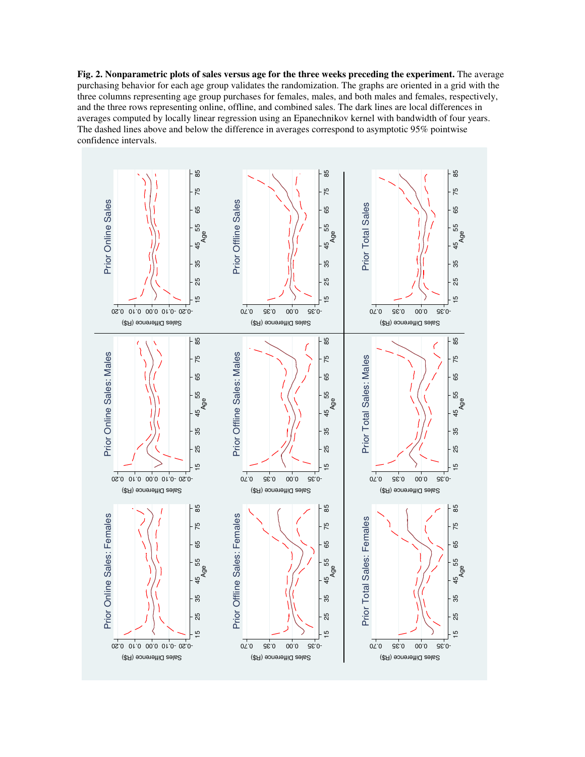**Fig. 2. Nonparametric plots of sales versus age for the three weeks preceding the experiment.** The average purchasing behavior for each age group validates the randomization. The graphs are oriented in a grid with the three columns representing age group purchases for females, males, and both males and females, respectively, and the three rows representing online, offline, and combined sales. The dark lines are local differences in averages computed by locally linear regression using an Epanechnikov kernel with bandwidth of four years. The dashed lines above and below the difference in averages correspond to asymptotic 95% pointwise confidence intervals.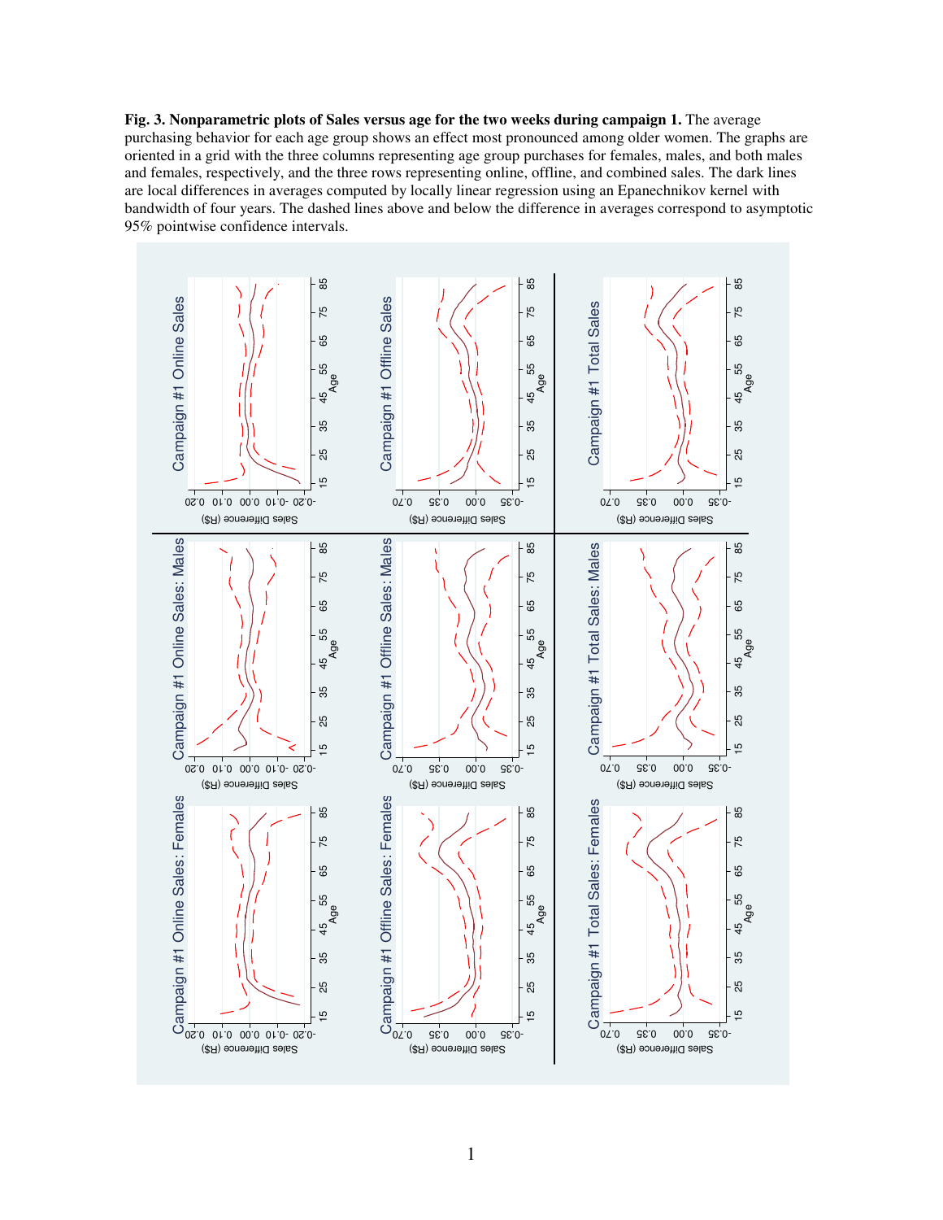**Fig. 3. Nonparametric plots of Sales versus age for the two weeks during campaign 1.** The average purchasing behavior for each age group shows an effect most pronounced among older women. The graphs are oriented in a grid with the three columns representing age group purchases for females, males, and both males and females, respectively, and the three rows representing online, offline, and combined sales. The dark lines are local differences in averages computed by locally linear regression using an Epanechnikov kernel with bandwidth of four years. The dashed lines above and below the difference in averages correspond to asymptotic 95% pointwise confidence intervals.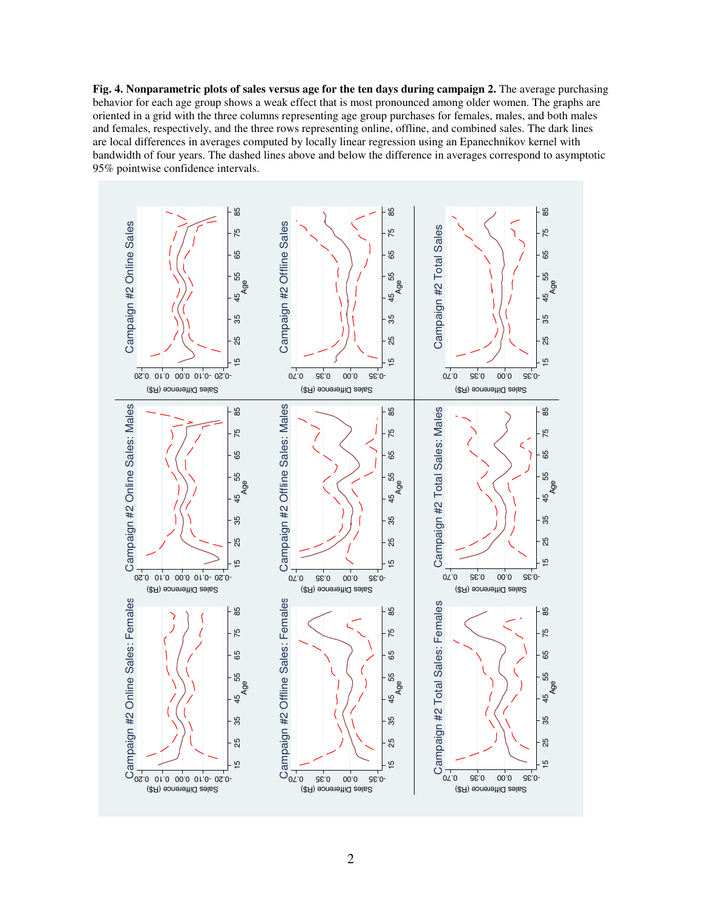**Fig. 4. Nonparametric plots of sales versus age for the ten days during campaign 2.** The average purchasing behavior for each age group shows a weak effect that is most pronounced among older women. The graphs are oriented in a grid with the three columns representing age group purchases for females, males, and both males and females, respectively, and the three rows representing online, offline, and combined sales. The dark lines are local differences in averages computed by locally linear regression using an Epanechnikov kernel with bandwidth of four years. The dashed lines above and below the difference in averages correspond to asymptotic 95% pointwise confidence intervals.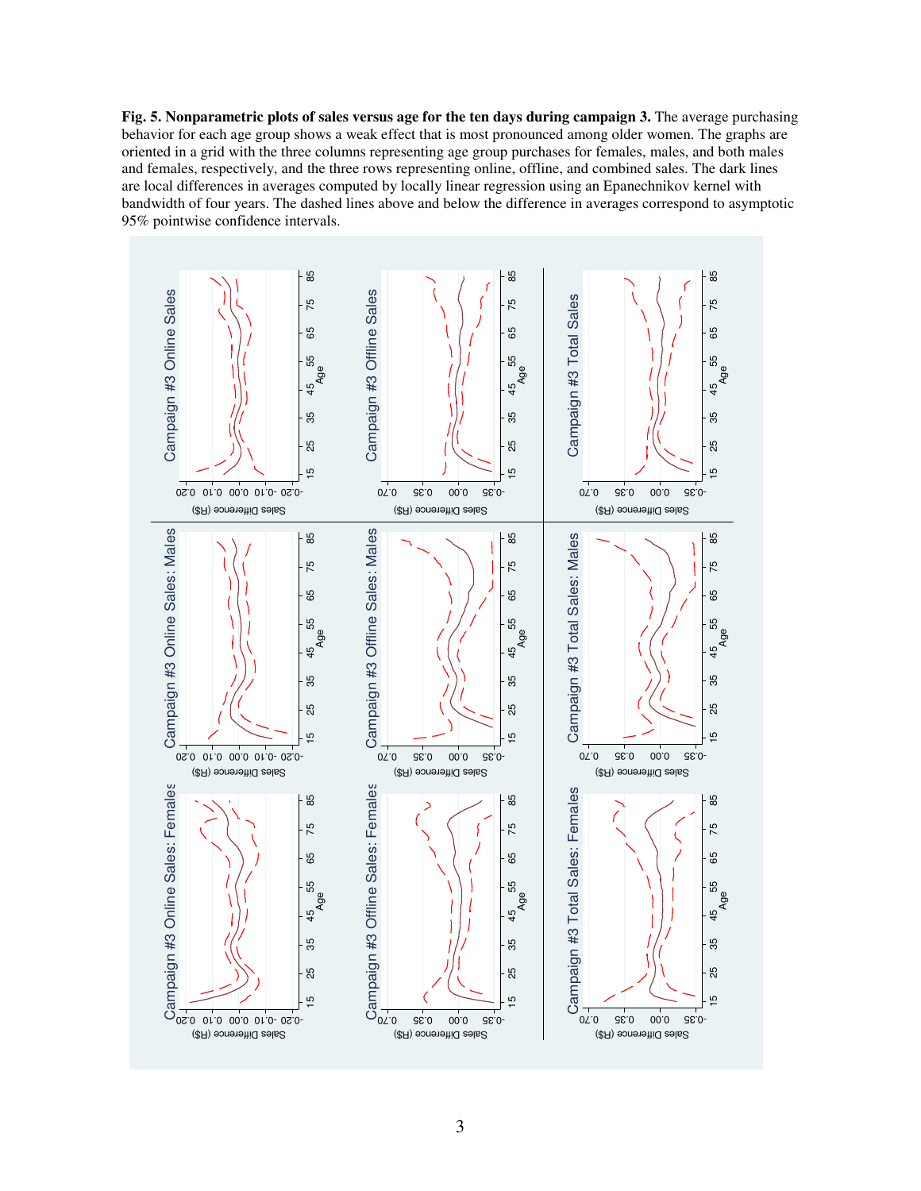**Fig. 5. Nonparametric plots of sales versus age for the ten days during campaign 3.** The average purchasing behavior for each age group shows a weak effect that is most pronounced among older women. The graphs are oriented in a grid with the three columns representing age group purchases for females, males, and both males and females, respectively, and the three rows representing online, offline, and combined sales. The dark lines are local differences in averages computed by locally linear regression using an Epanechnikov kernel with bandwidth of four years. The dashed lines above and below the difference in averages correspond to asymptotic 95% pointwise confidence intervals.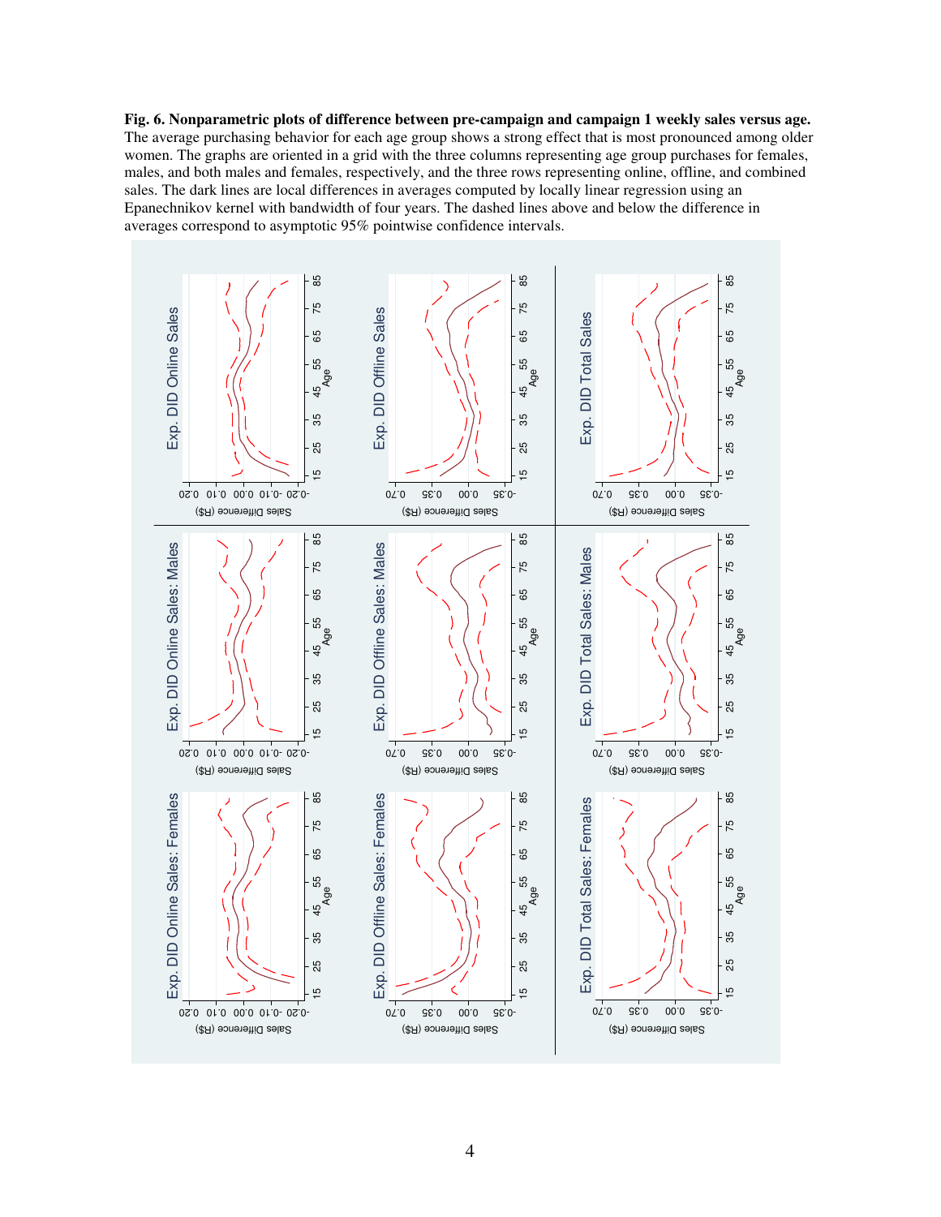**Fig. 6. Nonparametric plots of difference between pre-campaign and campaign 1 weekly sales versus age.** The average purchasing behavior for each age group shows a strong effect that is most pronounced among older women. The graphs are oriented in a grid with the three columns representing age group purchases for females, males, and both males and females, respectively, and the three rows representing online, offline, and combined sales. The dark lines are local differences in averages computed by locally linear regression using an Epanechnikov kernel with bandwidth of four years. The dashed lines above and below the difference in averages correspond to asymptotic 95% pointwise confidence intervals.

Exp. DID Online Sales: Females

Sales Difference (R$)

-0.20 -0.10 0.00 0.10 0.20

Age

15 25 35 45 55 65 75 85

Exp. DID Offline Sales: Females

Sales Difference (R$)

-0.35 0.00 0.35 0.70

Age

15 25 35 45 55 65 75 85

Exp. DID Total Sales: Females

Sales Difference (R$)

-0.35 0.00 0.35 0.70

Age

15 25 35 45 55 65 75 85

Exp. DID Online Sales: Males

Sales Difference (R$)

-0.20 -0.10 0.00 0.10 0.20

Age

15 25 35 45 55 65 75 85

Exp. DID Offline Sales: Males

Sales Difference (R$)

-0.35 0.00 0.35 0.70

Age

15 25 35 45 55 65 75 85

Exp. DID Total Sales: Males

Sales Difference (R$)

-0.35 0.00 0.35 0.70

Age

15 25 35 45 55 65 75 85

Exp. DID Online Sales

Sales Difference (R$)

-0.20 -0.10 0.00 0.10 0.20

Age

15 25 35 45 55 65 75 85

Exp. DID Offline Sales

Sales Difference (R$)

-0.35 0.00 0.35 0.70

Age

15 25 35 45 55 65 75 85

Exp. DID Total Sales

Sales Difference (R$)

-0.35 0.00 0.35 0.70

Age

15 25 35 45 55 65 75 85